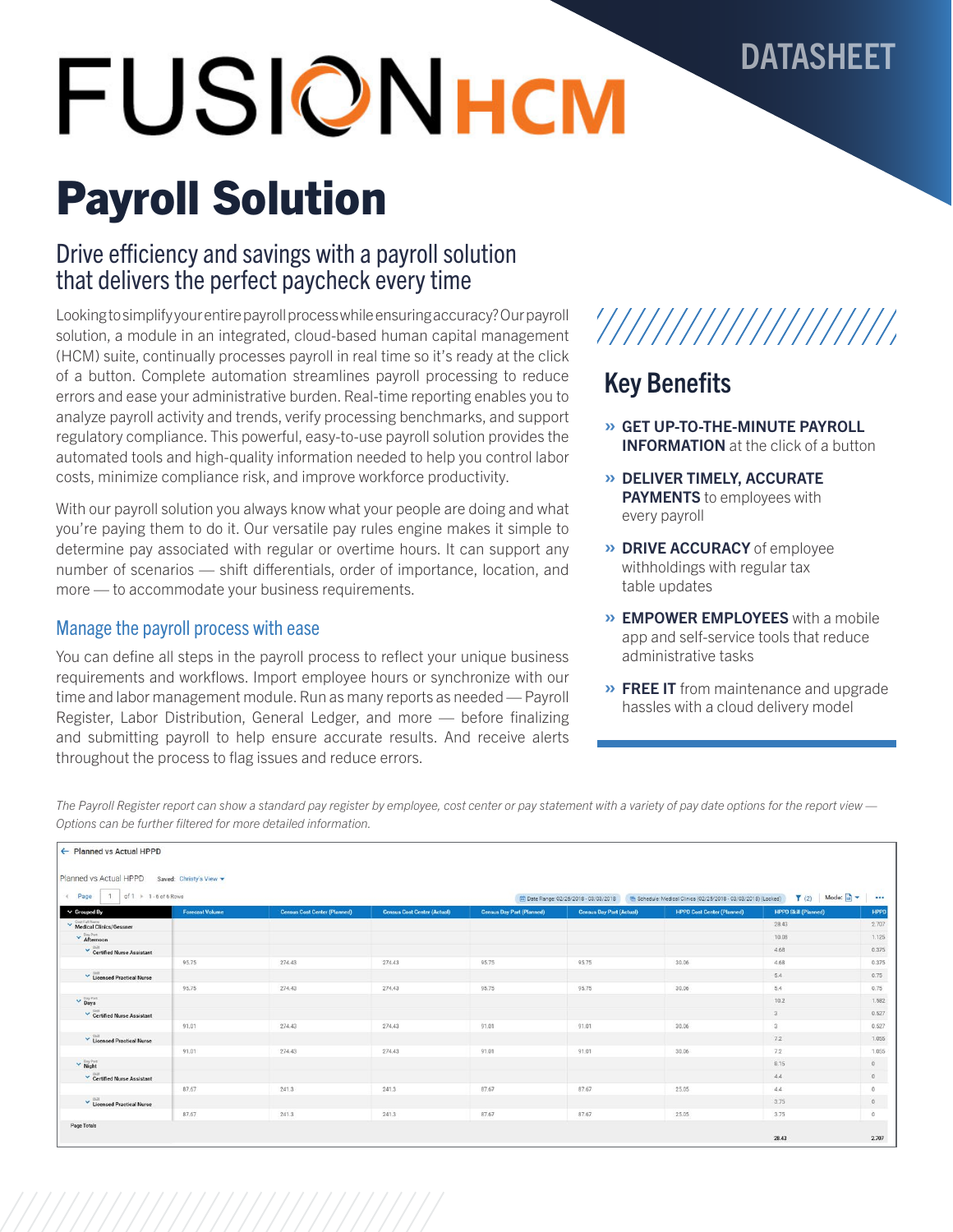# FUSION HCM

DATASHEET

# Payroll Solution

## Drive efficiency and savings with a payroll solution that delivers the perfect paycheck every time

Looking to simplify your entire payroll process while ensuring accuracy? Our payroll solution, a module in an integrated, cloud-based human capital management (HCM) suite, continually processes payroll in real time so it's ready at the click of a button. Complete automation streamlines payroll processing to reduce errors and ease your administrative burden. Real-time reporting enables you to analyze payroll activity and trends, verify processing benchmarks, and support regulatory compliance. This powerful, easy-to-use payroll solution provides the automated tools and high-quality information needed to help you control labor costs, minimize compliance risk, and improve workforce productivity.

With our payroll solution you always know what your people are doing and what you're paying them to do it. Our versatile pay rules engine makes it simple to determine pay associated with regular or overtime hours. It can support any number of scenarios — shift differentials, order of importance, location, and more — to accommodate your business requirements.

### Manage the payroll process with ease

You can define all steps in the payroll process to reflect your unique business requirements and workflows. Import employee hours or synchronize with our time and labor management module. Run as many reports as needed — Payroll Register, Labor Distribution, General Ledger, and more — before finalizing and submitting payroll to help ensure accurate results. And receive alerts throughout the process to flag issues and reduce errors.

## Key Benefits

- » **GET UP-TO-THE-MINUTE PAYROLL INFORMATION** at the click of a button
- » **DELIVER TIMELY, ACCURATE PAYMENTS** to employees with every payroll
- » **DRIVE ACCURACY** of employee withholdings with regular tax table updates
- » **EMPOWER EMPLOYEES** with a mobile app and self-service tools that reduce administrative tasks
- » **FREE IT** from maintenance and upgrade hassles with a cloud delivery model

*The Payroll Register report can show a standard pay register by employee, cost center or pay statement with a variety of pay date options for the report view — Options can be further filtered for more detailed information.*

← Planned vs Actual HPPD

Planned vs Actual HPPD   Saved: Christy's View

Page 1 of 1   1 - 6 of 6 Rows   Date Range: 02/26/2018 - 03/03/2018   Schedule: Medical Clinics (02/25/2018 - 03/03/2018) (Locked)

| Grouped By | Forecast Volume | Census Cost Center (Planned) | Census Cost Center (Actual) | Census Day Part (Planned) | Census Day Part (Actual) | HPPD Cost Center (Planned) | HPPD Skill (Planned) | HPPD |
|---|---|---|---|---|---|---|---|---|
| Medical Clinics/Gessner | | | | | | | 28.43 | 2.707 |
| Afternoon | | | | | | | 10.08 | 1.125 |
| Certified Nurse Assistant | | | | | | | 4.68 | 0.375 |
| | 95.75 | 274.43 | 274.43 | 95.75 | 95.75 | 30.06 | 4.68 | 0.375 |
| Licensed Practical Nurse | | | | | | | 5.4 | 0.75 |
| | 95.75 | 274.43 | 274.43 | 95.75 | 95.75 | 30.06 | 5.4 | 0.75 |
| Days | | | | | | | 10.2 | 1.582 |
| Certified Nurse Assistant | | | | | | | 3 | 0.527 |
| | 91.01 | 274.43 | 274.43 | 91.01 | 91.01 | 30.06 | 3 | 0.527 |
| Licensed Practical Nurse | | | | | | | 7.2 | 1.055 |
| | 91.01 | 274.43 | 274.43 | 91.01 | 91.01 | 30.06 | 7.2 | 1.055 |
| Night | | | | | | | 8.15 | 0 |
| Certified Nurse Assistant | | | | | | | 4.4 | 0 |
| | 87.67 | 241.3 | 241.3 | 87.67 | 87.67 | 25.05 | 4.4 | 0 |
| Licensed Practical Nurse | | | | | | | 3.75 | 0 |
| | 87.67 | 241.3 | 241.3 | 87.67 | 87.67 | 25.05 | 3.75 | 0 |
| Page Totals | | | | | | | 28.43 | 2.707 |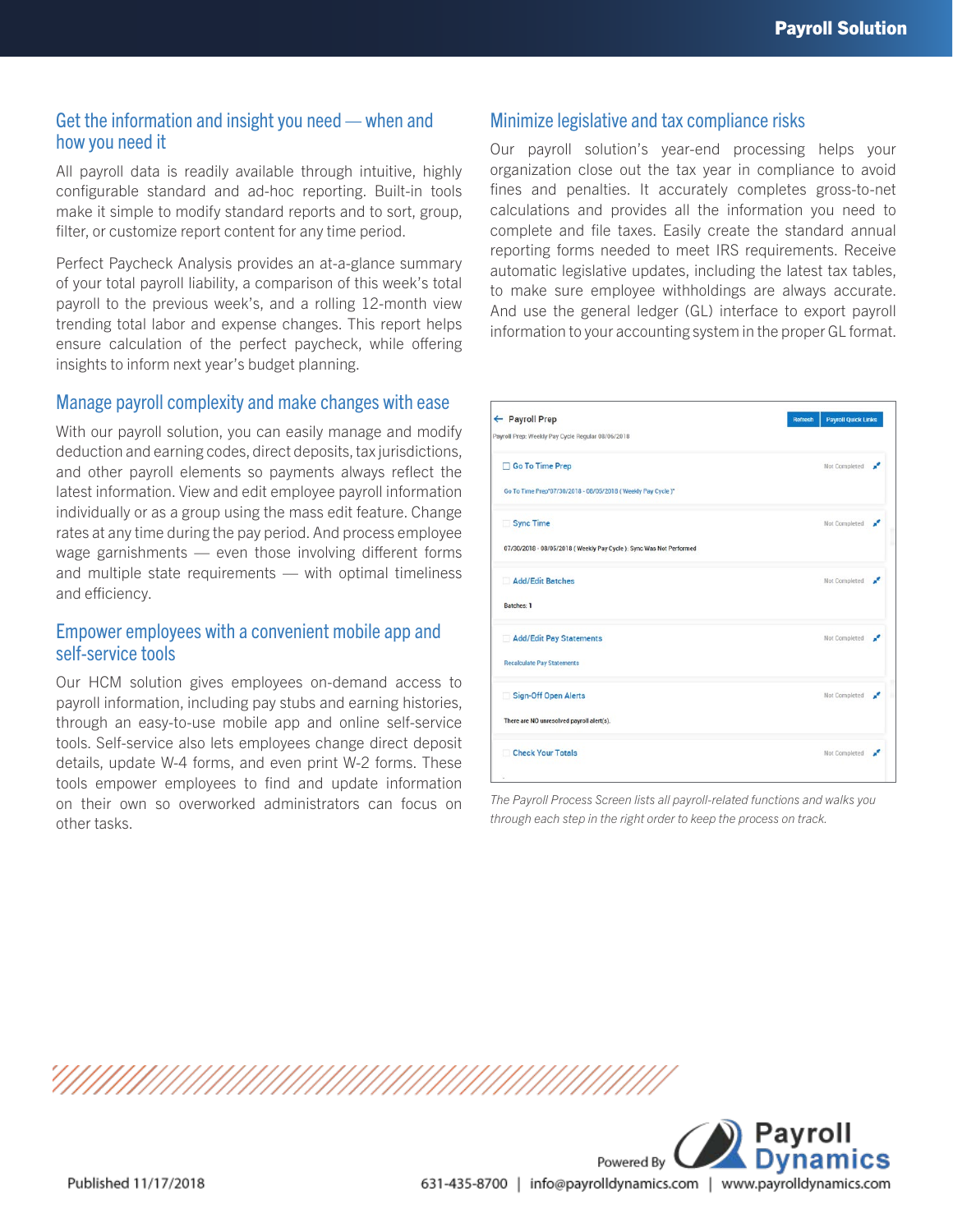## Get the information and insight you need — when and how you need it

All payroll data is readily available through intuitive, highly configurable standard and ad-hoc reporting. Built-in tools make it simple to modify standard reports and to sort, group, filter, or customize report content for any time period.

Perfect Paycheck Analysis provides an at-a-glance summary of your total payroll liability, a comparison of this week's total payroll to the previous week's, and a rolling 12-month view trending total labor and expense changes. This report helps ensure calculation of the perfect paycheck, while offering insights to inform next year's budget planning.

## Manage payroll complexity and make changes with ease

With our payroll solution, you can easily manage and modify deduction and earning codes, direct deposits, tax jurisdictions, and other payroll elements so payments always reflect the latest information. View and edit employee payroll information individually or as a group using the mass edit feature. Change rates at any time during the pay period. And process employee wage garnishments — even those involving different forms and multiple state requirements — with optimal timeliness and efficiency.

## Empower employees with a convenient mobile app and self-service tools

Our HCM solution gives employees on-demand access to payroll information, including pay stubs and earning histories, through an easy-to-use mobile app and online self-service tools. Self-service also lets employees change direct deposit details, update W-4 forms, and even print W-2 forms. These tools empower employees to find and update information on their own so overworked administrators can focus on other tasks.

## Minimize legislative and tax compliance risks

Our payroll solution's year-end processing helps your organization close out the tax year in compliance to avoid fines and penalties. It accurately completes gross-to-net calculations and provides all the information you need to complete and file taxes. Easily create the standard annual reporting forms needed to meet IRS requirements. Receive automatic legislative updates, including the latest tax tables, to make sure employee withholdings are always accurate. And use the general ledger (GL) interface to export payroll information to your accounting system in the proper GL format.

Payroll Prep

Refresh | Payroll Quick Links

Payroll Prep: Weekly Pay Cycle Regular 08/06/2018

Go To Time Prep — Not Completed
Go To Time Prep"07/30/2018 - 08/05/2018 ( Weekly Pay Cycle )"

Sync Time — Not Completed
07/30/2018 - 08/05/2018 ( Weekly Pay Cycle ): Sync Was Not Performed

Add/Edit Batches — Not Completed
Batches: 1

Add/Edit Pay Statements — Not Completed
Recalculate Pay Statements

Sign-Off Open Alerts — Not Completed
There are NO unresolved payroll alert(s).

Check Your Totals — Not Completed

*The Payroll Process Screen lists all payroll-related functions and walks you through each step in the right order to keep the process on track.*

Published 11/17/2018

Powered By Payroll Dynamics

631-435-8700 | info@payrolldynamics.com | www.payrolldynamics.com